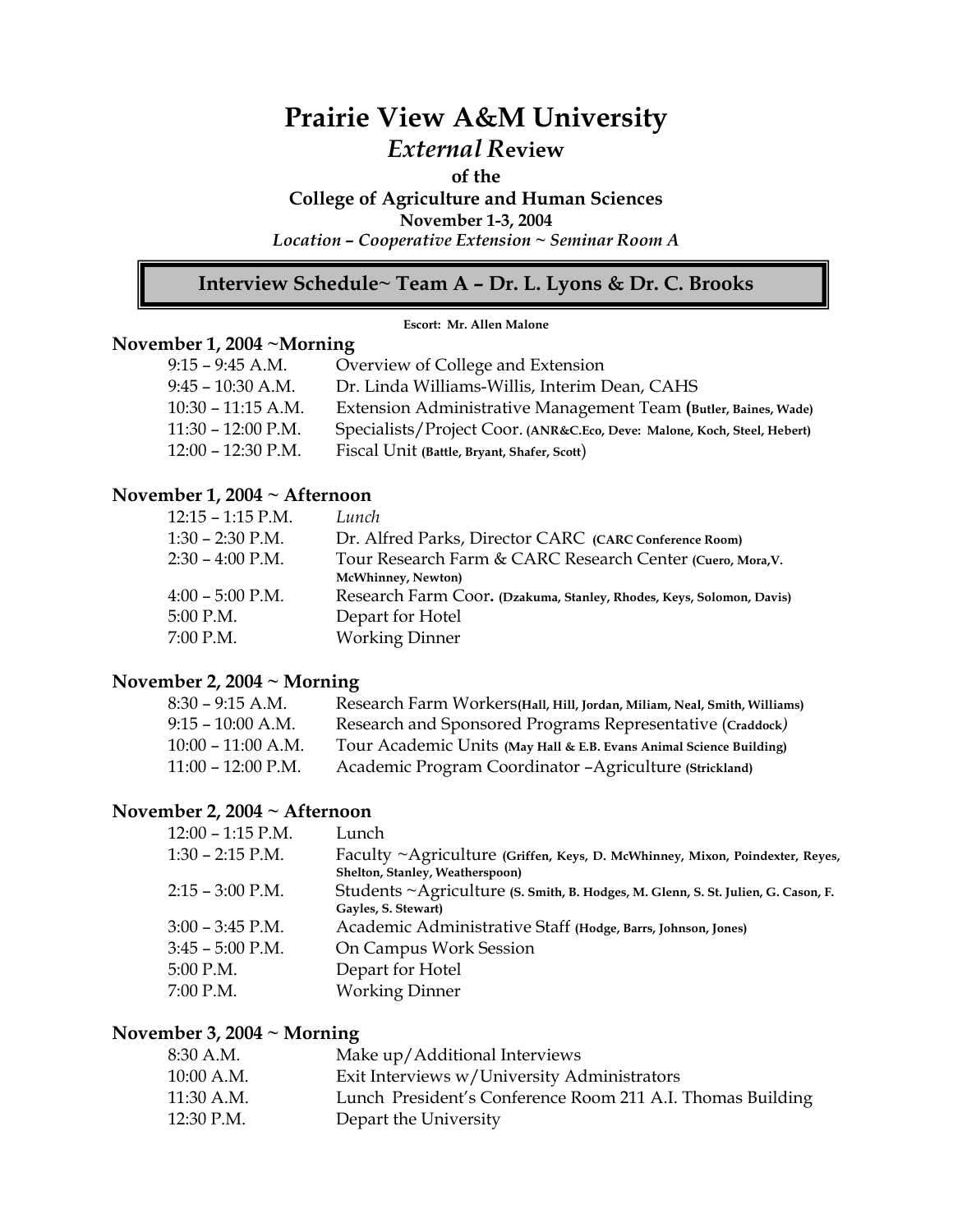# Prairie View A&M University

## *External R*eview

**of the**

**College of Agriculture and Human Sciences**

**November 1-3, 2004**

***Location – Cooperative Extension ~ Seminar Room A***

## Interview Schedule~ Team A – Dr. L. Lyons & Dr. C. Brooks

**Escort: Mr. Allen Malone**

### November 1, 2004 ~Morning

| | |
|---|---|
| 9:15 – 9:45 A.M. | Overview of College and Extension |
| 9:45 – 10:30 A.M. | Dr. Linda Williams-Willis, Interim Dean, CAHS |
| 10:30 – 11:15 A.M. | Extension Administrative Management Team (**Butler, Baines, Wade**) |
| 11:30 – 12:00 P.M. | Specialists/Project Coor. **(ANR&C.Eco, Deve: Malone, Koch, Steel, Hebert)** |
| 12:00 – 12:30 P.M. | Fiscal Unit **(Battle, Bryant, Shafer, Scott)** |

### November 1, 2004 ~ Afternoon

| | |
|---|---|
| 12:15 – 1:15 P.M. | *Lunch* |
| 1:30 – 2:30 P.M. | Dr. Alfred Parks, Director CARC **(CARC Conference Room)** |
| 2:30 – 4:00 P.M. | Tour Research Farm & CARC Research Center **(Cuero, Mora,V. McWhinney, Newton)** |
| 4:00 – 5:00 P.M. | Research Farm Coor**. (Dzakuma, Stanley, Rhodes, Keys, Solomon, Davis)** |
| 5:00 P.M. | Depart for Hotel |
| 7:00 P.M. | Working Dinner |

### November 2, 2004 ~ Morning

| | |
|---|---|
| 8:30 – 9:15 A.M. | Research Farm Workers**(Hall, Hill, Jordan, Miliam, Neal, Smith, Williams)** |
| 9:15 – 10:00 A.M. | Research and Sponsored Programs Representative (**Craddock***)* |
| 10:00 – 11:00 A.M. | Tour Academic Units **(May Hall & E.B. Evans Animal Science Building)** |
| 11:00 – 12:00 P.M. | Academic Program Coordinator –Agriculture **(Strickland)** |

### November 2, 2004 ~ Afternoon

| | |
|---|---|
| 12:00 – 1:15 P.M. | Lunch |
| 1:30 – 2:15 P.M. | Faculty ~Agriculture **(Griffen, Keys, D. McWhinney, Mixon, Poindexter, Reyes, Shelton, Stanley, Weatherspoon)** |
| 2:15 – 3:00 P.M. | Students ~Agriculture **(S. Smith, B. Hodges, M. Glenn, S. St. Julien, G. Cason, F. Gayles, S. Stewart)** |
| 3:00 – 3:45 P.M. | Academic Administrative Staff **(Hodge, Barrs, Johnson, Jones)** |
| 3:45 – 5:00 P.M. | On Campus Work Session |
| 5:00 P.M. | Depart for Hotel |
| 7:00 P.M. | Working Dinner |

### November 3, 2004 ~ Morning

| | |
|---|---|
| 8:30 A.M. | Make up/Additional Interviews |
| 10:00 A.M. | Exit Interviews w/University Administrators |
| 11:30 A.M. | Lunch President's Conference Room 211 A.I. Thomas Building |
| 12:30 P.M. | Depart the University |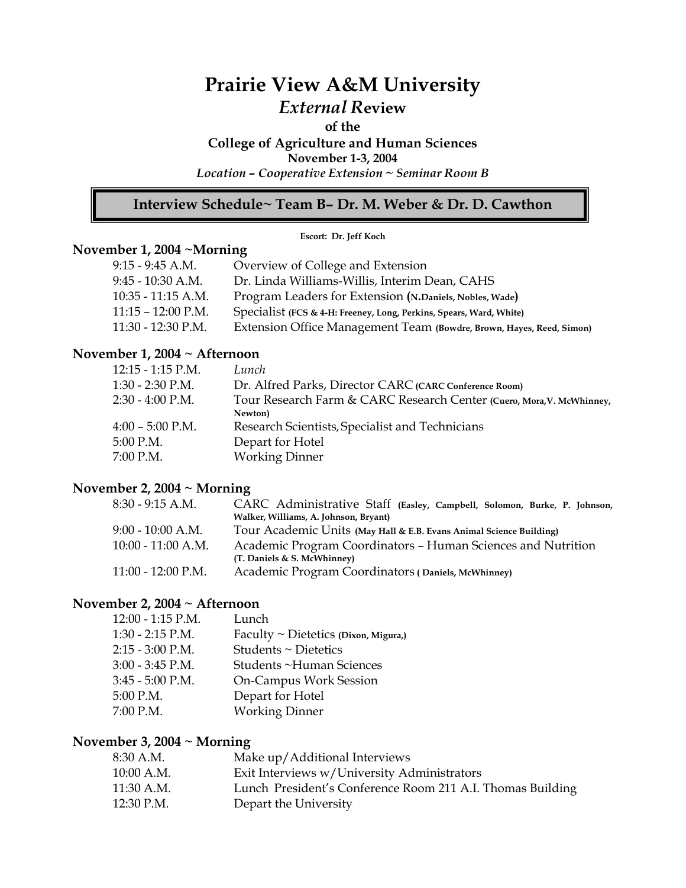# Prairie View A&M University

## *External R*eview

**of the**

**College of Agriculture and Human Sciences**

**November 1-3, 2004**

*Location – Cooperative Extension ~ Seminar Room B*

### Interview Schedule~ Team B– Dr. M. Weber & Dr. D. Cawthon

**Escort: Dr. Jeff Koch**

### November 1, 2004 ~Morning

| | |
|---|---|
| 9:15 - 9:45 A.M. | Overview of College and Extension |
| 9:45 - 10:30 A.M. | Dr. Linda Williams-Willis, Interim Dean, CAHS |
| 10:35 - 11:15 A.M. | Program Leaders for Extension **(N.Daniels, Nobles, Wade)** |
| 11:15 – 12:00 P.M. | Specialist **(FCS & 4-H: Freeney, Long, Perkins, Spears, Ward, White)** |
| 11:30 - 12:30 P.M. | Extension Office Management Team **(Bowdre, Brown, Hayes, Reed, Simon)** |

### November 1, 2004 ~ Afternoon

| | |
|---|---|
| 12:15 - 1:15 P.M. | *Lunch* |
| 1:30 - 2:30 P.M. | Dr. Alfred Parks, Director CARC **(CARC Conference Room)** |
| 2:30 - 4:00 P.M. | Tour Research Farm & CARC Research Center **(Cuero, Mora,V. McWhinney, Newton)** |
| 4:00 – 5:00 P.M. | Research Scientists, Specialist and Technicians |
| 5:00 P.M. | Depart for Hotel |
| 7:00 P.M. | Working Dinner |

### November 2, 2004 ~ Morning

| | |
|---|---|
| 8:30 - 9:15 A.M. | CARC Administrative Staff **(Easley, Campbell, Solomon, Burke, P. Johnson, Walker, Williams, A. Johnson, Bryant)** |
| 9:00 - 10:00 A.M. | Tour Academic Units **(May Hall & E.B. Evans Animal Science Building)** |
| 10:00 - 11:00 A.M. | Academic Program Coordinators – Human Sciences and Nutrition **(T. Daniels & S. McWhinney)** |
| 11:00 - 12:00 P.M. | Academic Program Coordinators **( Daniels, McWhinney)** |

### November 2, 2004 ~ Afternoon

| | |
|---|---|
| 12:00 - 1:15 P.M. | Lunch |
| 1:30 - 2:15 P.M. | Faculty ~ Dietetics **(Dixon, Migura,)** |
| 2:15 - 3:00 P.M. | Students ~ Dietetics |
| 3:00 - 3:45 P.M. | Students ~Human Sciences |
| 3:45 - 5:00 P.M. | On-Campus Work Session |
| 5:00 P.M. | Depart for Hotel |
| 7:00 P.M. | Working Dinner |

### November 3, 2004 ~ Morning

| | |
|---|---|
| 8:30 A.M. | Make up/Additional Interviews |
| 10:00 A.M. | Exit Interviews w/University Administrators |
| 11:30 A.M. | Lunch President's Conference Room 211 A.I. Thomas Building |
| 12:30 P.M. | Depart the University |